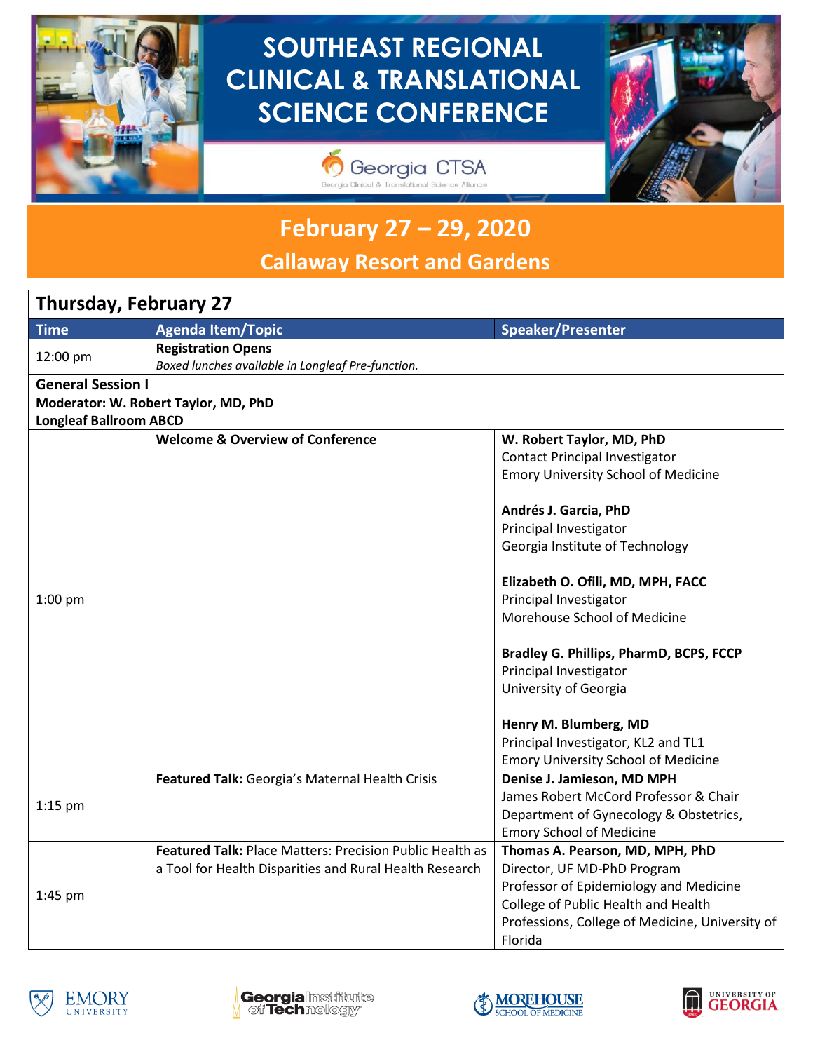# SOUTHEAST REGIONAL CLINICAL & TRANSLATIONAL SCIENCE CONFERENCE

Georgia CTSA
Georgia Clinical & Translational Science Alliance

## February 27 – 29, 2020
## Callaway Resort and Gardens

### Thursday, February 27

| Time | Agenda Item/Topic | Speaker/Presenter |
|---|---|---|
| 12:00 pm | **Registration Opens**<br>*Boxed lunches available in Longleaf Pre-function.* | |
| **General Session I**<br>**Moderator: W. Robert Taylor, MD, PhD**<br>**Longleaf Ballroom ABCD** | | |
| 1:00 pm | **Welcome & Overview of Conference** | **W. Robert Taylor, MD, PhD**<br>Contact Principal Investigator<br>Emory University School of Medicine<br><br>**Andrés J. Garcia, PhD**<br>Principal Investigator<br>Georgia Institute of Technology<br><br>**Elizabeth O. Ofili, MD, MPH, FACC**<br>Principal Investigator<br>Morehouse School of Medicine<br><br>**Bradley G. Phillips, PharmD, BCPS, FCCP**<br>Principal Investigator<br>University of Georgia<br><br>**Henry M. Blumberg, MD**<br>Principal Investigator, KL2 and TL1<br>Emory University School of Medicine |
| 1:15 pm | **Featured Talk:** Georgia's Maternal Health Crisis | **Denise J. Jamieson, MD MPH**<br>James Robert McCord Professor & Chair<br>Department of Gynecology & Obstetrics, Emory School of Medicine |
| 1:45 pm | **Featured Talk:** Place Matters: Precision Public Health as a Tool for Health Disparities and Rural Health Research | **Thomas A. Pearson, MD, MPH, PhD**<br>Director, UF MD-PhD Program<br>Professor of Epidemiology and Medicine<br>College of Public Health and Health Professions, College of Medicine, University of Florida |

Emory University | Georgia Institute of Technology | Morehouse School of Medicine | University of Georgia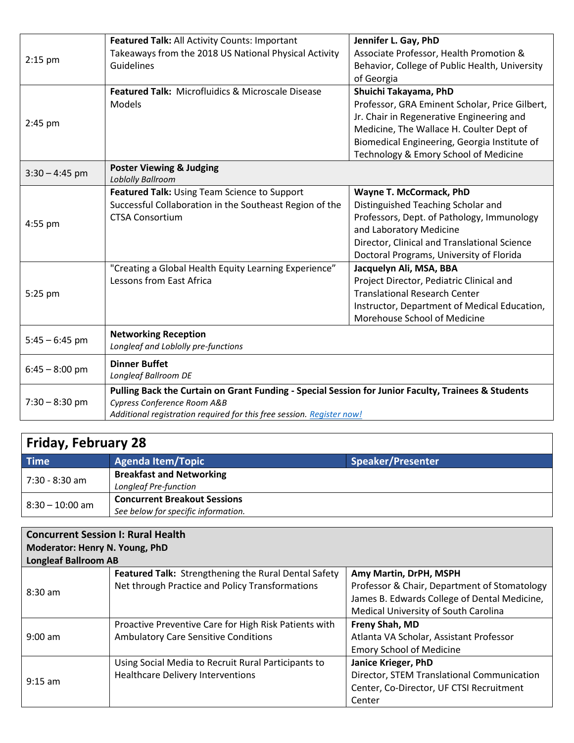| | | |
|---|---|---|
| 2:15 pm | **Featured Talk:** All Activity Counts: Important Takeaways from the 2018 US National Physical Activity Guidelines | **Jennifer L. Gay, PhD** Associate Professor, Health Promotion & Behavior, College of Public Health, University of Georgia |
| 2:45 pm | **Featured Talk:** Microfluidics & Microscale Disease Models | **Shuichi Takayama, PhD** Professor, GRA Eminent Scholar, Price Gilbert, Jr. Chair in Regenerative Engineering and Medicine, The Wallace H. Coulter Dept of Biomedical Engineering, Georgia Institute of Technology & Emory School of Medicine |
| 3:30 – 4:45 pm | **Poster Viewing & Judging** *Loblolly Ballroom* | |
| 4:55 pm | **Featured Talk:** Using Team Science to Support Successful Collaboration in the Southeast Region of the CTSA Consortium | **Wayne T. McCormack, PhD** Distinguished Teaching Scholar and Professors, Dept. of Pathology, Immunology and Laboratory Medicine Director, Clinical and Translational Science Doctoral Programs, University of Florida |
| 5:25 pm | "Creating a Global Health Equity Learning Experience" Lessons from East Africa | **Jacquelyn Ali, MSA, BBA** Project Director, Pediatric Clinical and Translational Research Center Instructor, Department of Medical Education, Morehouse School of Medicine |
| 5:45 – 6:45 pm | **Networking Reception** *Longleaf and Loblolly pre-functions* | |
| 6:45 – 8:00 pm | **Dinner Buffet** *Longleaf Ballroom DE* | |
| 7:30 – 8:30 pm | **Pulling Back the Curtain on Grant Funding - Special Session for Junior Faculty, Trainees & Students** *Cypress Conference Room A&B* *Additional registration required for this free session. Register now!* | |

## Friday, February 28

| Time | Agenda Item/Topic | Speaker/Presenter |
|---|---|---|
| 7:30 - 8:30 am | **Breakfast and Networking** *Longleaf Pre-function* | |
| 8:30 – 10:00 am | **Concurrent Breakout Sessions** *See below for specific information.* | |

**Concurrent Session I: Rural Health**
**Moderator: Henry N. Young, PhD**
**Longleaf Ballroom AB**

| | | |
|---|---|---|
| 8:30 am | **Featured Talk:** Strengthening the Rural Dental Safety Net through Practice and Policy Transformations | **Amy Martin, DrPH, MSPH** Professor & Chair, Department of Stomatology James B. Edwards College of Dental Medicine, Medical University of South Carolina |
| 9:00 am | Proactive Preventive Care for High Risk Patients with Ambulatory Care Sensitive Conditions | **Freny Shah, MD** Atlanta VA Scholar, Assistant Professor Emory School of Medicine |
| 9:15 am | Using Social Media to Recruit Rural Participants to Healthcare Delivery Interventions | **Janice Krieger, PhD** Director, STEM Translational Communication Center, Co-Director, UF CTSI Recruitment Center |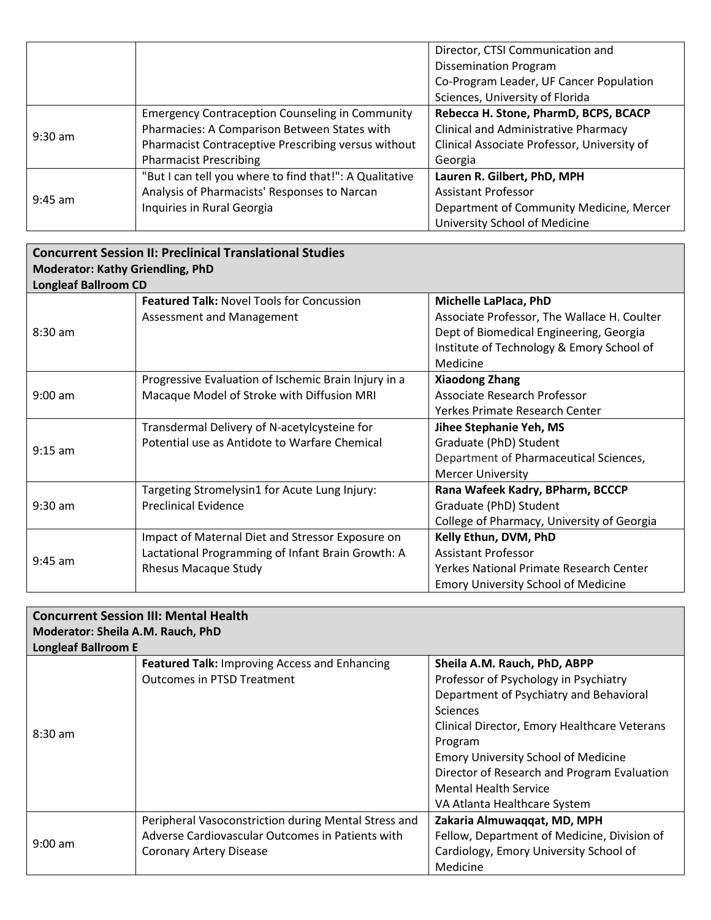| | | |
|---|---|---|
| | | Director, CTSI Communication and Dissemination Program<br>Co-Program Leader, UF Cancer Population Sciences, University of Florida |
| 9:30 am | Emergency Contraception Counseling in Community Pharmacies: A Comparison Between States with Pharmacist Contraceptive Prescribing versus without Pharmacist Prescribing | **Rebecca H. Stone, PharmD, BCPS, BCACP**<br>Clinical and Administrative Pharmacy<br>Clinical Associate Professor, University of Georgia |
| 9:45 am | "But I can tell you where to find that!": A Qualitative Analysis of Pharmacists' Responses to Narcan Inquiries in Rural Georgia | **Lauren R. Gilbert, PhD, MPH**<br>Assistant Professor<br>Department of Community Medicine, Mercer University School of Medicine |

**Concurrent Session II: Preclinical Translational Studies**
**Moderator: Kathy Griendling, PhD**
**Longleaf Ballroom CD**

| | | |
|---|---|---|
| 8:30 am | **Featured Talk:** Novel Tools for Concussion Assessment and Management | **Michelle LaPlaca, PhD**<br>Associate Professor, The Wallace H. Coulter Dept of Biomedical Engineering, Georgia Institute of Technology & Emory School of Medicine |
| 9:00 am | Progressive Evaluation of Ischemic Brain Injury in a Macaque Model of Stroke with Diffusion MRI | **Xiaodong Zhang**<br>Associate Research Professor<br>Yerkes Primate Research Center |
| 9:15 am | Transdermal Delivery of N-acetylcysteine for Potential use as Antidote to Warfare Chemical | **Jihee Stephanie Yeh, MS**<br>Graduate (PhD) Student<br>Department of Pharmaceutical Sciences, Mercer University |
| 9:30 am | Targeting Stromelysin1 for Acute Lung Injury: Preclinical Evidence | **Rana Wafeek Kadry, BPharm, BCCCP**<br>Graduate (PhD) Student<br>College of Pharmacy, University of Georgia |
| 9:45 am | Impact of Maternal Diet and Stressor Exposure on Lactational Programming of Infant Brain Growth: A Rhesus Macaque Study | **Kelly Ethun, DVM, PhD**<br>Assistant Professor<br>Yerkes National Primate Research Center<br>Emory University School of Medicine |

**Concurrent Session III: Mental Health**
**Moderator: Sheila A.M. Rauch, PhD**
**Longleaf Ballroom E**

| | | |
|---|---|---|
| 8:30 am | **Featured Talk:** Improving Access and Enhancing Outcomes in PTSD Treatment | **Sheila A.M. Rauch, PhD, ABPP**<br>Professor of Psychology in Psychiatry<br>Department of Psychiatry and Behavioral Sciences<br>Clinical Director, Emory Healthcare Veterans Program<br>Emory University School of Medicine<br>Director of Research and Program Evaluation<br>Mental Health Service<br>VA Atlanta Healthcare System |
| 9:00 am | Peripheral Vasoconstriction during Mental Stress and Adverse Cardiovascular Outcomes in Patients with Coronary Artery Disease | **Zakaria Almuwaqqat, MD, MPH**<br>Fellow, Department of Medicine, Division of Cardiology, Emory University School of Medicine |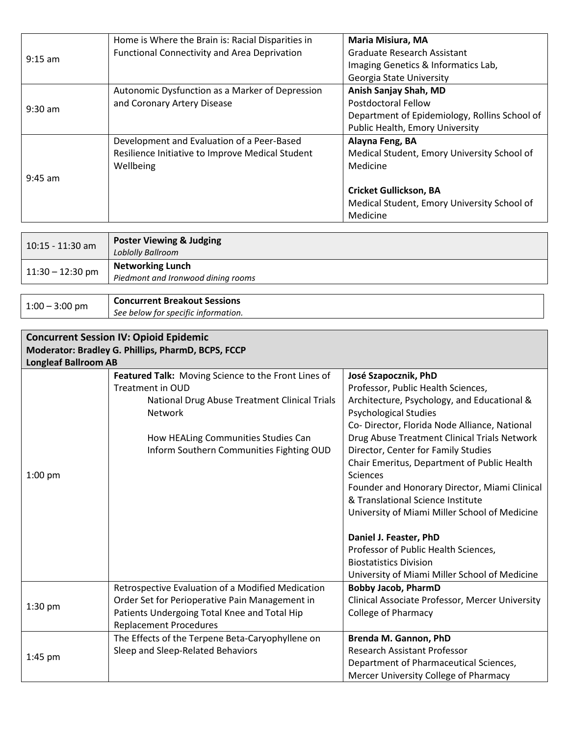| | | |
|---|---|---|
| 9:15 am | Home is Where the Brain is: Racial Disparities in Functional Connectivity and Area Deprivation | **Maria Misiura, MA**<br>Graduate Research Assistant<br>Imaging Genetics & Informatics Lab, Georgia State University |
| 9:30 am | Autonomic Dysfunction as a Marker of Depression and Coronary Artery Disease | **Anish Sanjay Shah, MD**<br>Postdoctoral Fellow<br>Department of Epidemiology, Rollins School of Public Health, Emory University |
| 9:45 am | Development and Evaluation of a Peer-Based Resilience Initiative to Improve Medical Student Wellbeing | **Alayna Feng, BA**<br>Medical Student, Emory University School of Medicine<br><br>**Cricket Gullickson, BA**<br>Medical Student, Emory University School of Medicine |

| | |
|---|---|
| 10:15 - 11:30 am | **Poster Viewing & Judging**<br>*Loblolly Ballroom* |
| 11:30 – 12:30 pm | **Networking Lunch**<br>*Piedmont and Ironwood dining rooms* |

| | |
|---|---|
| 1:00 – 3:00 pm | **Concurrent Breakout Sessions**<br>*See below for specific information.* |

**Concurrent Session IV: Opioid Epidemic**
**Moderator: Bradley G. Phillips, PharmD, BCPS, FCCP**
**Longleaf Ballroom AB**

| | | |
|---|---|---|
| 1:00 pm | **Featured Talk:** Moving Science to the Front Lines of Treatment in OUD<br>National Drug Abuse Treatment Clinical Trials Network<br><br>How HEALing Communities Studies Can Inform Southern Communities Fighting OUD | **José Szapocznik, PhD**<br>Professor, Public Health Sciences, Architecture, Psychology, and Educational & Psychological Studies<br>Co- Director, Florida Node Alliance, National Drug Abuse Treatment Clinical Trials Network<br>Director, Center for Family Studies<br>Chair Emeritus, Department of Public Health Sciences<br>Founder and Honorary Director, Miami Clinical & Translational Science Institute<br>University of Miami Miller School of Medicine<br><br>**Daniel J. Feaster, PhD**<br>Professor of Public Health Sciences, Biostatistics Division<br>University of Miami Miller School of Medicine |
| 1:30 pm | Retrospective Evaluation of a Modified Medication Order Set for Perioperative Pain Management in Patients Undergoing Total Knee and Total Hip Replacement Procedures | **Bobby Jacob, PharmD**<br>Clinical Associate Professor, Mercer University College of Pharmacy |
| 1:45 pm | The Effects of the Terpene Beta-Caryophyllene on Sleep and Sleep-Related Behaviors | **Brenda M. Gannon, PhD**<br>Research Assistant Professor<br>Department of Pharmaceutical Sciences, Mercer University College of Pharmacy |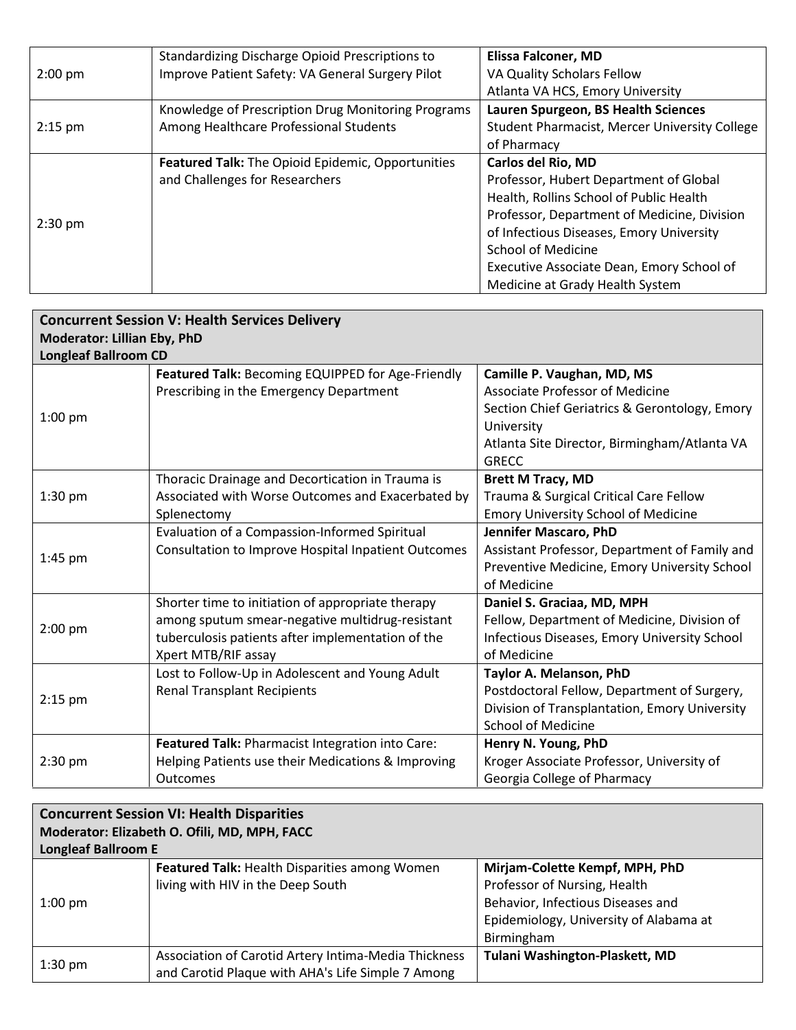| | | |
|---|---|---|
| 2:00 pm | Standardizing Discharge Opioid Prescriptions to Improve Patient Safety: VA General Surgery Pilot | **Elissa Falconer, MD**<br>VA Quality Scholars Fellow<br>Atlanta VA HCS, Emory University |
| 2:15 pm | Knowledge of Prescription Drug Monitoring Programs Among Healthcare Professional Students | **Lauren Spurgeon, BS Health Sciences**<br>Student Pharmacist, Mercer University College of Pharmacy |
| 2:30 pm | **Featured Talk:** The Opioid Epidemic, Opportunities and Challenges for Researchers | **Carlos del Rio, MD**<br>Professor, Hubert Department of Global Health, Rollins School of Public Health<br>Professor, Department of Medicine, Division of Infectious Diseases, Emory University School of Medicine<br>Executive Associate Dean, Emory School of Medicine at Grady Health System |

**Concurrent Session V: Health Services Delivery**
**Moderator: Lillian Eby, PhD**
**Longleaf Ballroom CD**

| | | |
|---|---|---|
| 1:00 pm | **Featured Talk:** Becoming EQUIPPED for Age-Friendly Prescribing in the Emergency Department | **Camille P. Vaughan, MD, MS**<br>Associate Professor of Medicine<br>Section Chief Geriatrics & Gerontology, Emory University<br>Atlanta Site Director, Birmingham/Atlanta VA GRECC |
| 1:30 pm | Thoracic Drainage and Decortication in Trauma is Associated with Worse Outcomes and Exacerbated by Splenectomy | **Brett M Tracy, MD**<br>Trauma & Surgical Critical Care Fellow<br>Emory University School of Medicine |
| 1:45 pm | Evaluation of a Compassion-Informed Spiritual Consultation to Improve Hospital Inpatient Outcomes | **Jennifer Mascaro, PhD**<br>Assistant Professor, Department of Family and Preventive Medicine, Emory University School of Medicine |
| 2:00 pm | Shorter time to initiation of appropriate therapy among sputum smear-negative multidrug-resistant tuberculosis patients after implementation of the Xpert MTB/RIF assay | **Daniel S. Graciaa, MD, MPH**<br>Fellow, Department of Medicine, Division of Infectious Diseases, Emory University School of Medicine |
| 2:15 pm | Lost to Follow-Up in Adolescent and Young Adult Renal Transplant Recipients | **Taylor A. Melanson, PhD**<br>Postdoctoral Fellow, Department of Surgery, Division of Transplantation, Emory University School of Medicine |
| 2:30 pm | **Featured Talk:** Pharmacist Integration into Care: Helping Patients use their Medications & Improving Outcomes | **Henry N. Young, PhD**<br>Kroger Associate Professor, University of Georgia College of Pharmacy |

**Concurrent Session VI: Health Disparities**
**Moderator: Elizabeth O. Ofili, MD, MPH, FACC**
**Longleaf Ballroom E**

| | | |
|---|---|---|
| 1:00 pm | **Featured Talk:** Health Disparities among Women living with HIV in the Deep South | **Mirjam-Colette Kempf, MPH, PhD**<br>Professor of Nursing, Health Behavior, Infectious Diseases and Epidemiology, University of Alabama at Birmingham |
| 1:30 pm | Association of Carotid Artery Intima-Media Thickness and Carotid Plaque with AHA's Life Simple 7 Among | **Tulani Washington-Plaskett, MD** |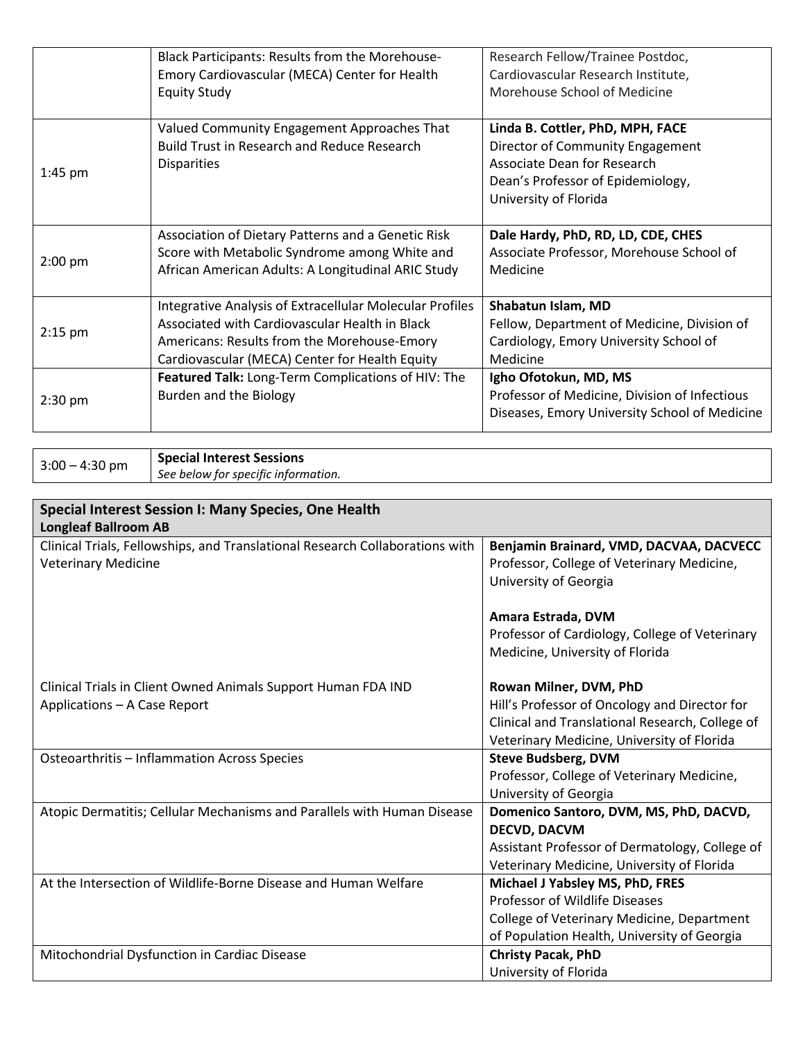| | | |
|---|---|---|
| | Black Participants: Results from the Morehouse-Emory Cardiovascular (MECA) Center for Health Equity Study | Research Fellow/Trainee Postdoc, Cardiovascular Research Institute, Morehouse School of Medicine |
| 1:45 pm | Valued Community Engagement Approaches That Build Trust in Research and Reduce Research Disparities | **Linda B. Cottler, PhD, MPH, FACE** Director of Community Engagement Associate Dean for Research Dean's Professor of Epidemiology, University of Florida |
| 2:00 pm | Association of Dietary Patterns and a Genetic Risk Score with Metabolic Syndrome among White and African American Adults: A Longitudinal ARIC Study | **Dale Hardy, PhD, RD, LD, CDE, CHES** Associate Professor, Morehouse School of Medicine |
| 2:15 pm | Integrative Analysis of Extracellular Molecular Profiles Associated with Cardiovascular Health in Black Americans: Results from the Morehouse-Emory Cardiovascular (MECA) Center for Health Equity | **Shabatun Islam, MD** Fellow, Department of Medicine, Division of Cardiology, Emory University School of Medicine |
| 2:30 pm | **Featured Talk:** Long-Term Complications of HIV: The Burden and the Biology | **Igho Ofotokun, MD, MS** Professor of Medicine, Division of Infectious Diseases, Emory University School of Medicine |

| | |
|---|---|
| 3:00 – 4:30 pm | **Special Interest Sessions** *See below for specific information.* |

| **Special Interest Session I: Many Species, One Health** **Longleaf Ballroom AB** | |
|---|---|
| Clinical Trials, Fellowships, and Translational Research Collaborations with Veterinary Medicine | **Benjamin Brainard, VMD, DACVAA, DACVECC** Professor, College of Veterinary Medicine, University of Georgia<br><br>**Amara Estrada, DVM** Professor of Cardiology, College of Veterinary Medicine, University of Florida |
| Clinical Trials in Client Owned Animals Support Human FDA IND Applications – A Case Report | **Rowan Milner, DVM, PhD** Hill's Professor of Oncology and Director for Clinical and Translational Research, College of Veterinary Medicine, University of Florida |
| Osteoarthritis – Inflammation Across Species | **Steve Budsberg, DVM** Professor, College of Veterinary Medicine, University of Georgia |
| Atopic Dermatitis; Cellular Mechanisms and Parallels with Human Disease | **Domenico Santoro, DVM, MS, PhD, DACVD, DECVD, DACVM** Assistant Professor of Dermatology, College of Veterinary Medicine, University of Florida |
| At the Intersection of Wildlife-Borne Disease and Human Welfare | **Michael J Yabsley MS, PhD, FRES** Professor of Wildlife Diseases College of Veterinary Medicine, Department of Population Health, University of Georgia |
| Mitochondrial Dysfunction in Cardiac Disease | **Christy Pacak, PhD** University of Florida |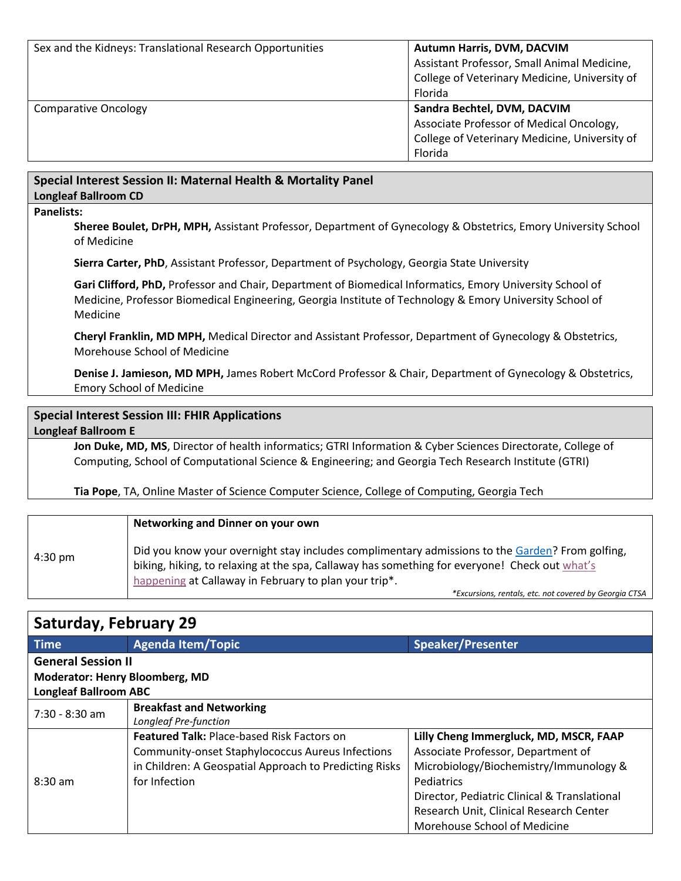| Sex and the Kidneys: Translational Research Opportunities | **Autumn Harris, DVM, DACVIM** Assistant Professor, Small Animal Medicine, College of Veterinary Medicine, University of Florida |
|---|---|
| Comparative Oncology | **Sandra Bechtel, DVM, DACVIM** Associate Professor of Medical Oncology, College of Veterinary Medicine, University of Florida |

**Special Interest Session II: Maternal Health & Mortality Panel**
**Longleaf Ballroom CD**

**Panelists:**

**Sheree Boulet, DrPH, MPH,** Assistant Professor, Department of Gynecology & Obstetrics, Emory University School of Medicine

**Sierra Carter, PhD**, Assistant Professor, Department of Psychology, Georgia State University

**Gari Clifford, PhD,** Professor and Chair, Department of Biomedical Informatics, Emory University School of Medicine, Professor Biomedical Engineering, Georgia Institute of Technology & Emory University School of Medicine

**Cheryl Franklin, MD MPH,** Medical Director and Assistant Professor, Department of Gynecology & Obstetrics, Morehouse School of Medicine

**Denise J. Jamieson, MD MPH,** James Robert McCord Professor & Chair, Department of Gynecology & Obstetrics, Emory School of Medicine

**Special Interest Session III: FHIR Applications**
**Longleaf Ballroom E**

**Jon Duke, MD, MS**, Director of health informatics; GTRI Information & Cyber Sciences Directorate, College of Computing, School of Computational Science & Engineering; and Georgia Tech Research Institute (GTRI)

**Tia Pope**, TA, Online Master of Science Computer Science, College of Computing, Georgia Tech

| 4:30 pm | **Networking and Dinner on your own** Did you know your overnight stay includes complimentary admissions to the Garden? From golfing, biking, hiking, to relaxing at the spa, Callaway has something for everyone! Check out what's happening at Callaway in February to plan your trip*. *\*Excursions, rentals, etc. not covered by Georgia CTSA* |
|---|---|

## Saturday, February 29

| Time | Agenda Item/Topic | Speaker/Presenter |
|---|---|---|
| **General Session II** **Moderator: Henry Bloomberg, MD** **Longleaf Ballroom ABC** | | |
| 7:30 - 8:30 am | **Breakfast and Networking** *Longleaf Pre-function* | |
| 8:30 am | **Featured Talk:** Place-based Risk Factors on Community-onset Staphylococcus Aureus Infections in Children: A Geospatial Approach to Predicting Risks for Infection | **Lilly Cheng Immergluck, MD, MSCR, FAAP** Associate Professor, Department of Microbiology/Biochemistry/Immunology & Pediatrics Director, Pediatric Clinical & Translational Research Unit, Clinical Research Center Morehouse School of Medicine |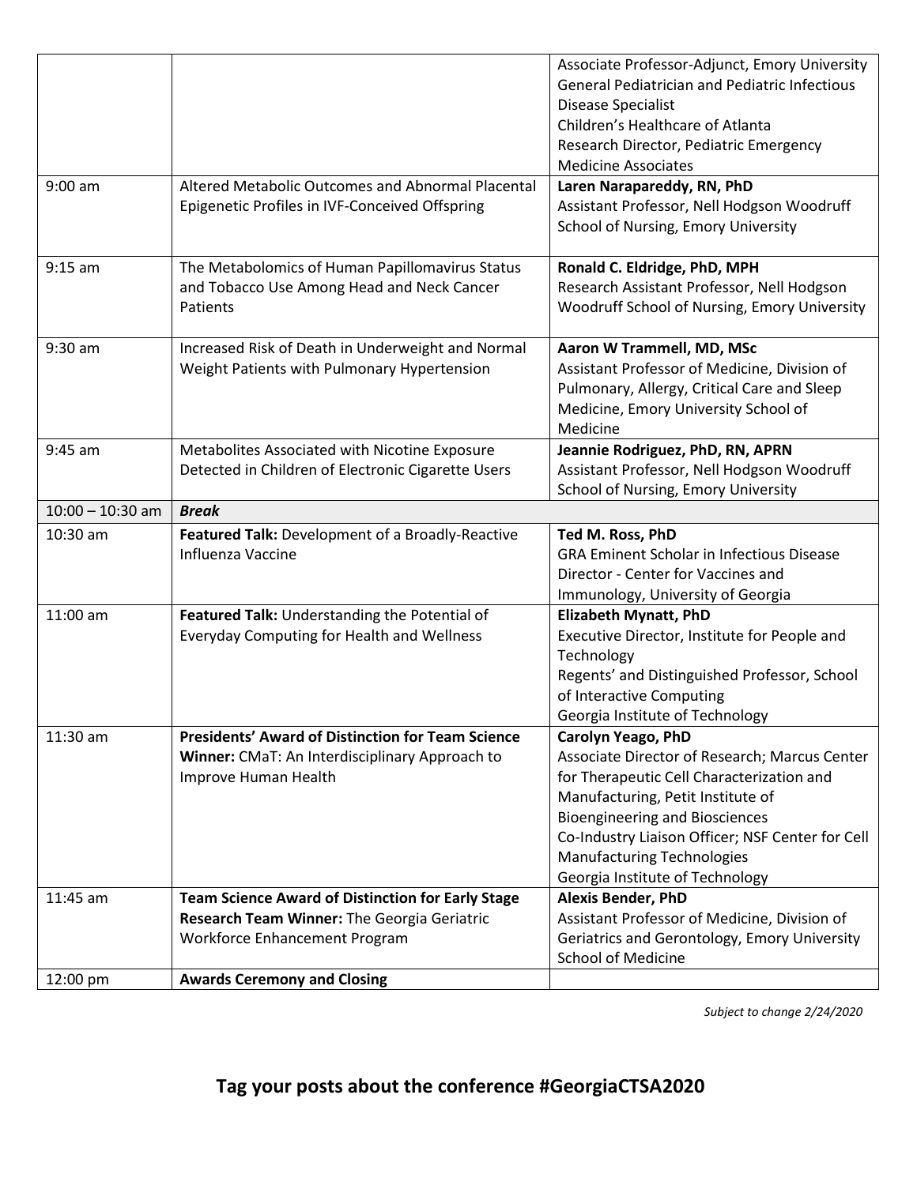| | | |
|---|---|---|
| | | Associate Professor-Adjunct, Emory University<br>General Pediatrician and Pediatric Infectious Disease Specialist<br>Children's Healthcare of Atlanta<br>Research Director, Pediatric Emergency Medicine Associates |
| 9:00 am | Altered Metabolic Outcomes and Abnormal Placental Epigenetic Profiles in IVF-Conceived Offspring | **Laren Narapareddy, RN, PhD**<br>Assistant Professor, Nell Hodgson Woodruff School of Nursing, Emory University |
| 9:15 am | The Metabolomics of Human Papillomavirus Status and Tobacco Use Among Head and Neck Cancer Patients | **Ronald C. Eldridge, PhD, MPH**<br>Research Assistant Professor, Nell Hodgson Woodruff School of Nursing, Emory University |
| 9:30 am | Increased Risk of Death in Underweight and Normal Weight Patients with Pulmonary Hypertension | **Aaron W Trammell, MD, MSc**<br>Assistant Professor of Medicine, Division of Pulmonary, Allergy, Critical Care and Sleep Medicine, Emory University School of Medicine |
| 9:45 am | Metabolites Associated with Nicotine Exposure Detected in Children of Electronic Cigarette Users | **Jeannie Rodriguez, PhD, RN, APRN**<br>Assistant Professor, Nell Hodgson Woodruff School of Nursing, Emory University |
| 10:00 – 10:30 am | ***Break*** | |
| 10:30 am | **Featured Talk:** Development of a Broadly-Reactive Influenza Vaccine | **Ted M. Ross, PhD**<br>GRA Eminent Scholar in Infectious Disease<br>Director - Center for Vaccines and Immunology, University of Georgia |
| 11:00 am | **Featured Talk:** Understanding the Potential of Everyday Computing for Health and Wellness | **Elizabeth Mynatt, PhD**<br>Executive Director, Institute for People and Technology<br>Regents' and Distinguished Professor, School of Interactive Computing<br>Georgia Institute of Technology |
| 11:30 am | **Presidents' Award of Distinction for Team Science Winner:** CMaT: An Interdisciplinary Approach to Improve Human Health | **Carolyn Yeago, PhD**<br>Associate Director of Research; Marcus Center for Therapeutic Cell Characterization and Manufacturing, Petit Institute of Bioengineering and Biosciences<br>Co-Industry Liaison Officer; NSF Center for Cell Manufacturing Technologies<br>Georgia Institute of Technology |
| 11:45 am | **Team Science Award of Distinction for Early Stage Research Team Winner:** The Georgia Geriatric Workforce Enhancement Program | **Alexis Bender, PhD**<br>Assistant Professor of Medicine, Division of Geriatrics and Gerontology, Emory University School of Medicine |
| 12:00 pm | **Awards Ceremony and Closing** | |

*Subject to change 2/24/2020*

**Tag your posts about the conference #GeorgiaCTSA2020**